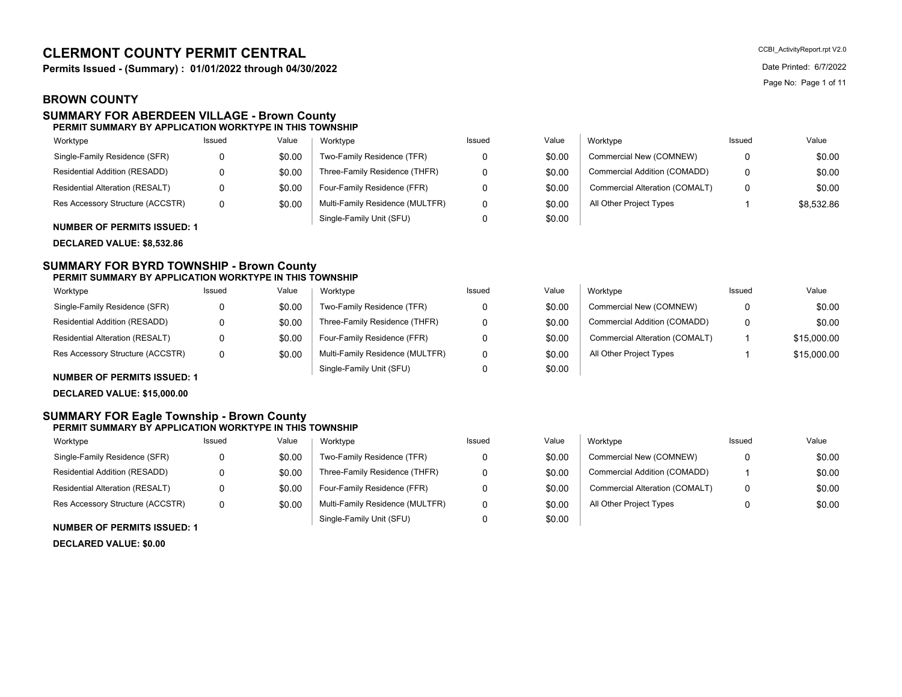# CLERMONT COUNTY PERMIT CENTRAL

**Permits Issued - (Summary) : 01/01/2022 through 04/30/2022**

CCBI_ActivityReport.rpt V2.0

Date Printed: 6/7/2022

## BROWN COUNTY

### SUMMARY FOR ABERDEEN VILLAGE - Brown County

**PERMIT SUMMARY BY APPLICATION WORKTYPE IN THIS TOWNSHIP**

| Worktype | Issued | Value | Worktype | Issued | Value | Worktype | Issued | Value |
|---|---|---|---|---|---|---|---|---|
| Single-Family Residence (SFR) | 0 | $0.00 | Two-Family Residence (TFR) | 0 | $0.00 | Commercial New (COMNEW) | 0 | $0.00 |
| Residential Addition (RESADD) | 0 | $0.00 | Three-Family Residence (THFR) | 0 | $0.00 | Commercial Addition (COMADD) | 0 | $0.00 |
| Residential Alteration (RESALT) | 0 | $0.00 | Four-Family Residence (FFR) | 0 | $0.00 | Commercial Alteration (COMALT) | 0 | $0.00 |
| Res Accessory Structure (ACCSTR) | 0 | $0.00 | Multi-Family Residence (MULTFR) | 0 | $0.00 | All Other Project Types | 1 | $8,532.86 |
| | | | Single-Family Unit (SFU) | 0 | $0.00 | | | |

**NUMBER OF PERMITS ISSUED: 1**

**DECLARED VALUE: $8,532.86**

### SUMMARY FOR BYRD TOWNSHIP - Brown County

**PERMIT SUMMARY BY APPLICATION WORKTYPE IN THIS TOWNSHIP**

| Worktype | Issued | Value | Worktype | Issued | Value | Worktype | Issued | Value |
|---|---|---|---|---|---|---|---|---|
| Single-Family Residence (SFR) | 0 | $0.00 | Two-Family Residence (TFR) | 0 | $0.00 | Commercial New (COMNEW) | 0 | $0.00 |
| Residential Addition (RESADD) | 0 | $0.00 | Three-Family Residence (THFR) | 0 | $0.00 | Commercial Addition (COMADD) | 0 | $0.00 |
| Residential Alteration (RESALT) | 0 | $0.00 | Four-Family Residence (FFR) | 0 | $0.00 | Commercial Alteration (COMALT) | 1 | $15,000.00 |
| Res Accessory Structure (ACCSTR) | 0 | $0.00 | Multi-Family Residence (MULTFR) | 0 | $0.00 | All Other Project Types | 1 | $15,000.00 |
| | | | Single-Family Unit (SFU) | 0 | $0.00 | | | |

**NUMBER OF PERMITS ISSUED: 1**

**DECLARED VALUE: $15,000.00**

### SUMMARY FOR Eagle Township - Brown County

**PERMIT SUMMARY BY APPLICATION WORKTYPE IN THIS TOWNSHIP**

| Worktype | Issued | Value | Worktype | Issued | Value | Worktype | Issued | Value |
|---|---|---|---|---|---|---|---|---|
| Single-Family Residence (SFR) | 0 | $0.00 | Two-Family Residence (TFR) | 0 | $0.00 | Commercial New (COMNEW) | 0 | $0.00 |
| Residential Addition (RESADD) | 0 | $0.00 | Three-Family Residence (THFR) | 0 | $0.00 | Commercial Addition (COMADD) | 1 | $0.00 |
| Residential Alteration (RESALT) | 0 | $0.00 | Four-Family Residence (FFR) | 0 | $0.00 | Commercial Alteration (COMALT) | 0 | $0.00 |
| Res Accessory Structure (ACCSTR) | 0 | $0.00 | Multi-Family Residence (MULTFR) | 0 | $0.00 | All Other Project Types | 0 | $0.00 |
| | | | Single-Family Unit (SFU) | 0 | $0.00 | | | |

**NUMBER OF PERMITS ISSUED: 1**

**DECLARED VALUE: $0.00**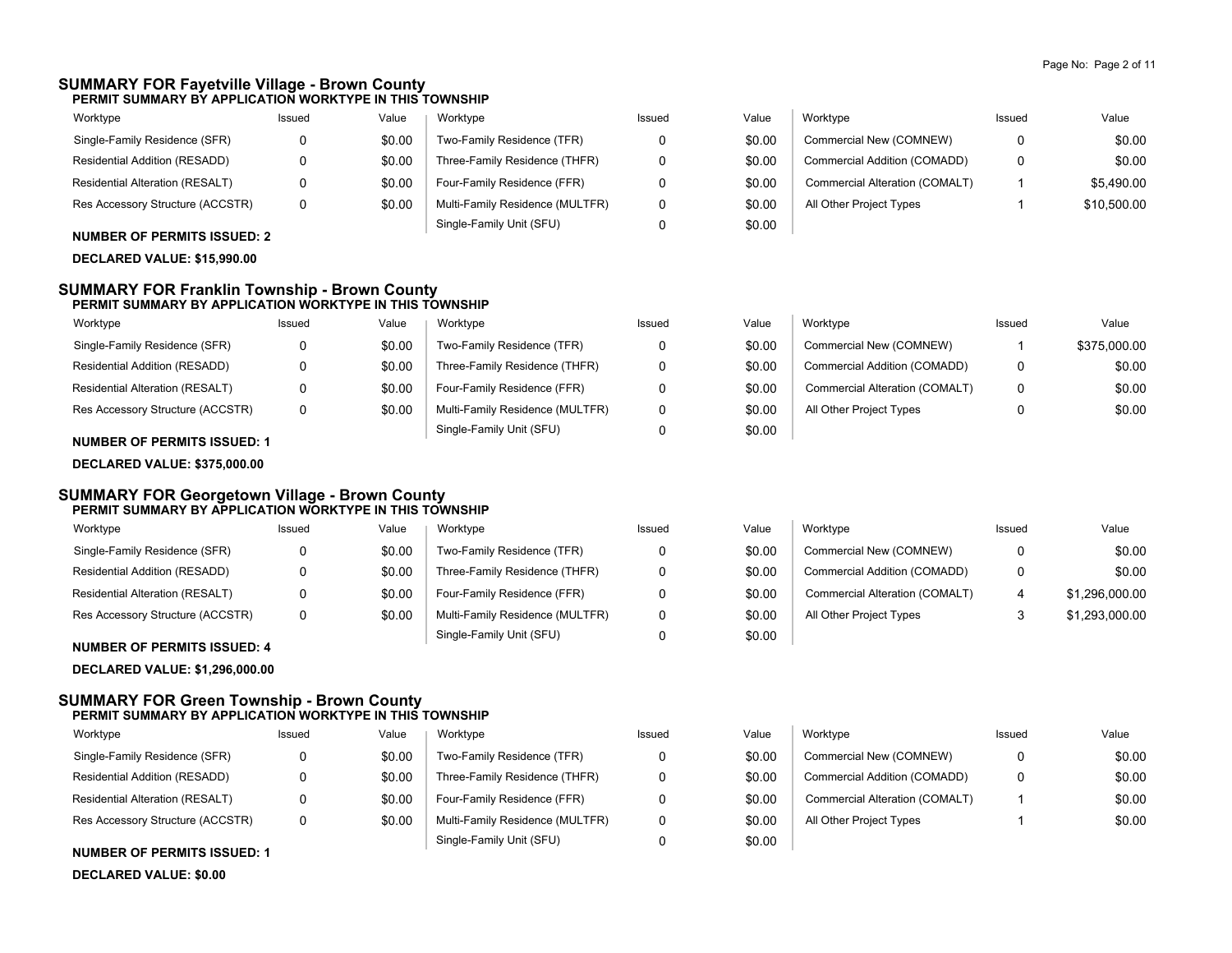## SUMMARY FOR Fayetville Village - Brown County

### PERMIT SUMMARY BY APPLICATION WORKTYPE IN THIS TOWNSHIP

| Worktype | Issued | Value | Worktype | Issued | Value | Worktype | Issued | Value |
|---|---|---|---|---|---|---|---|---|
| Single-Family Residence (SFR) | 0 | $0.00 | Two-Family Residence (TFR) | 0 | $0.00 | Commercial New (COMNEW) | 0 | $0.00 |
| Residential Addition (RESADD) | 0 | $0.00 | Three-Family Residence (THFR) | 0 | $0.00 | Commercial Addition (COMADD) | 0 | $0.00 |
| Residential Alteration (RESALT) | 0 | $0.00 | Four-Family Residence (FFR) | 0 | $0.00 | Commercial Alteration (COMALT) | 1 | $5,490.00 |
| Res Accessory Structure (ACCSTR) | 0 | $0.00 | Multi-Family Residence (MULTFR) | 0 | $0.00 | All Other Project Types | 1 | $10,500.00 |
| | | | Single-Family Unit (SFU) | 0 | $0.00 | | | |

**NUMBER OF PERMITS ISSUED: 2**

**DECLARED VALUE: $15,990.00**

## SUMMARY FOR Franklin Township - Brown County

### PERMIT SUMMARY BY APPLICATION WORKTYPE IN THIS TOWNSHIP

| Worktype | Issued | Value | Worktype | Issued | Value | Worktype | Issued | Value |
|---|---|---|---|---|---|---|---|---|
| Single-Family Residence (SFR) | 0 | $0.00 | Two-Family Residence (TFR) | 0 | $0.00 | Commercial New (COMNEW) | 1 | $375,000.00 |
| Residential Addition (RESADD) | 0 | $0.00 | Three-Family Residence (THFR) | 0 | $0.00 | Commercial Addition (COMADD) | 0 | $0.00 |
| Residential Alteration (RESALT) | 0 | $0.00 | Four-Family Residence (FFR) | 0 | $0.00 | Commercial Alteration (COMALT) | 0 | $0.00 |
| Res Accessory Structure (ACCSTR) | 0 | $0.00 | Multi-Family Residence (MULTFR) | 0 | $0.00 | All Other Project Types | 0 | $0.00 |
| | | | Single-Family Unit (SFU) | 0 | $0.00 | | | |

**NUMBER OF PERMITS ISSUED: 1**

**DECLARED VALUE: $375,000.00**

## SUMMARY FOR Georgetown Village - Brown County

### PERMIT SUMMARY BY APPLICATION WORKTYPE IN THIS TOWNSHIP

| Worktype | Issued | Value | Worktype | Issued | Value | Worktype | Issued | Value |
|---|---|---|---|---|---|---|---|---|
| Single-Family Residence (SFR) | 0 | $0.00 | Two-Family Residence (TFR) | 0 | $0.00 | Commercial New (COMNEW) | 0 | $0.00 |
| Residential Addition (RESADD) | 0 | $0.00 | Three-Family Residence (THFR) | 0 | $0.00 | Commercial Addition (COMADD) | 0 | $0.00 |
| Residential Alteration (RESALT) | 0 | $0.00 | Four-Family Residence (FFR) | 0 | $0.00 | Commercial Alteration (COMALT) | 4 | $1,296,000.00 |
| Res Accessory Structure (ACCSTR) | 0 | $0.00 | Multi-Family Residence (MULTFR) | 0 | $0.00 | All Other Project Types | 3 | $1,293,000.00 |
| | | | Single-Family Unit (SFU) | 0 | $0.00 | | | |

**NUMBER OF PERMITS ISSUED: 4**

**DECLARED VALUE: $1,296,000.00**

## SUMMARY FOR Green Township - Brown County

### PERMIT SUMMARY BY APPLICATION WORKTYPE IN THIS TOWNSHIP

| Worktype | Issued | Value | Worktype | Issued | Value | Worktype | Issued | Value |
|---|---|---|---|---|---|---|---|---|
| Single-Family Residence (SFR) | 0 | $0.00 | Two-Family Residence (TFR) | 0 | $0.00 | Commercial New (COMNEW) | 0 | $0.00 |
| Residential Addition (RESADD) | 0 | $0.00 | Three-Family Residence (THFR) | 0 | $0.00 | Commercial Addition (COMADD) | 0 | $0.00 |
| Residential Alteration (RESALT) | 0 | $0.00 | Four-Family Residence (FFR) | 0 | $0.00 | Commercial Alteration (COMALT) | 1 | $0.00 |
| Res Accessory Structure (ACCSTR) | 0 | $0.00 | Multi-Family Residence (MULTFR) | 0 | $0.00 | All Other Project Types | 1 | $0.00 |
| | | | Single-Family Unit (SFU) | 0 | $0.00 | | | |

**NUMBER OF PERMITS ISSUED: 1**

**DECLARED VALUE: $0.00**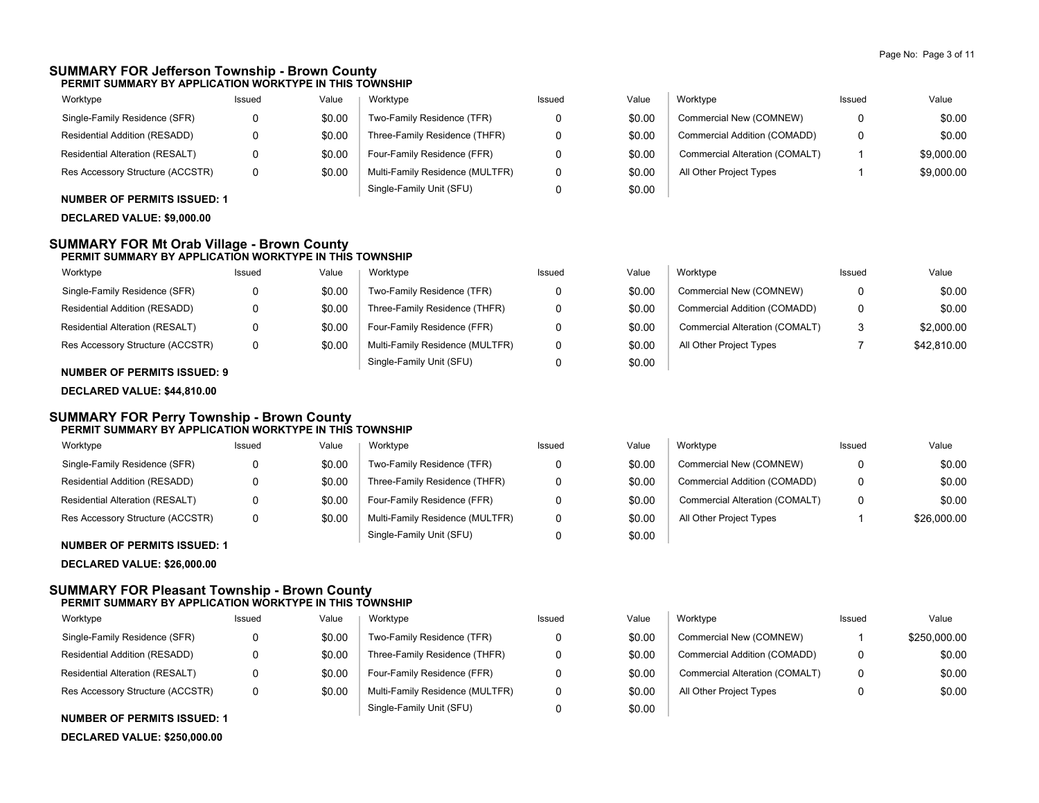## SUMMARY FOR Jefferson Township - Brown County

**PERMIT SUMMARY BY APPLICATION WORKTYPE IN THIS TOWNSHIP**

| Worktype | Issued | Value | Worktype | Issued | Value | Worktype | Issued | Value |
|---|---|---|---|---|---|---|---|---|
| Single-Family Residence (SFR) | 0 | $0.00 | Two-Family Residence (TFR) | 0 | $0.00 | Commercial New (COMNEW) | 0 | $0.00 |
| Residential Addition (RESADD) | 0 | $0.00 | Three-Family Residence (THFR) | 0 | $0.00 | Commercial Addition (COMADD) | 0 | $0.00 |
| Residential Alteration (RESALT) | 0 | $0.00 | Four-Family Residence (FFR) | 0 | $0.00 | Commercial Alteration (COMALT) | 1 | $9,000.00 |
| Res Accessory Structure (ACCSTR) | 0 | $0.00 | Multi-Family Residence (MULTFR) | 0 | $0.00 | All Other Project Types | 1 | $9,000.00 |
| | | | Single-Family Unit (SFU) | 0 | $0.00 | | | |

**NUMBER OF PERMITS ISSUED: 1**

**DECLARED VALUE: $9,000.00**

## SUMMARY FOR Mt Orab Village - Brown County

**PERMIT SUMMARY BY APPLICATION WORKTYPE IN THIS TOWNSHIP**

| Worktype | Issued | Value | Worktype | Issued | Value | Worktype | Issued | Value |
|---|---|---|---|---|---|---|---|---|
| Single-Family Residence (SFR) | 0 | $0.00 | Two-Family Residence (TFR) | 0 | $0.00 | Commercial New (COMNEW) | 0 | $0.00 |
| Residential Addition (RESADD) | 0 | $0.00 | Three-Family Residence (THFR) | 0 | $0.00 | Commercial Addition (COMADD) | 0 | $0.00 |
| Residential Alteration (RESALT) | 0 | $0.00 | Four-Family Residence (FFR) | 0 | $0.00 | Commercial Alteration (COMALT) | 3 | $2,000.00 |
| Res Accessory Structure (ACCSTR) | 0 | $0.00 | Multi-Family Residence (MULTFR) | 0 | $0.00 | All Other Project Types | 7 | $42,810.00 |
| | | | Single-Family Unit (SFU) | 0 | $0.00 | | | |

**NUMBER OF PERMITS ISSUED: 9**

**DECLARED VALUE: $44,810.00**

## SUMMARY FOR Perry Township - Brown County

**PERMIT SUMMARY BY APPLICATION WORKTYPE IN THIS TOWNSHIP**

| Worktype | Issued | Value | Worktype | Issued | Value | Worktype | Issued | Value |
|---|---|---|---|---|---|---|---|---|
| Single-Family Residence (SFR) | 0 | $0.00 | Two-Family Residence (TFR) | 0 | $0.00 | Commercial New (COMNEW) | 0 | $0.00 |
| Residential Addition (RESADD) | 0 | $0.00 | Three-Family Residence (THFR) | 0 | $0.00 | Commercial Addition (COMADD) | 0 | $0.00 |
| Residential Alteration (RESALT) | 0 | $0.00 | Four-Family Residence (FFR) | 0 | $0.00 | Commercial Alteration (COMALT) | 0 | $0.00 |
| Res Accessory Structure (ACCSTR) | 0 | $0.00 | Multi-Family Residence (MULTFR) | 0 | $0.00 | All Other Project Types | 1 | $26,000.00 |
| | | | Single-Family Unit (SFU) | 0 | $0.00 | | | |

**NUMBER OF PERMITS ISSUED: 1**

**DECLARED VALUE: $26,000.00**

## SUMMARY FOR Pleasant Township - Brown County

**PERMIT SUMMARY BY APPLICATION WORKTYPE IN THIS TOWNSHIP**

| Worktype | Issued | Value | Worktype | Issued | Value | Worktype | Issued | Value |
|---|---|---|---|---|---|---|---|---|
| Single-Family Residence (SFR) | 0 | $0.00 | Two-Family Residence (TFR) | 0 | $0.00 | Commercial New (COMNEW) | 1 | $250,000.00 |
| Residential Addition (RESADD) | 0 | $0.00 | Three-Family Residence (THFR) | 0 | $0.00 | Commercial Addition (COMADD) | 0 | $0.00 |
| Residential Alteration (RESALT) | 0 | $0.00 | Four-Family Residence (FFR) | 0 | $0.00 | Commercial Alteration (COMALT) | 0 | $0.00 |
| Res Accessory Structure (ACCSTR) | 0 | $0.00 | Multi-Family Residence (MULTFR) | 0 | $0.00 | All Other Project Types | 0 | $0.00 |
| | | | Single-Family Unit (SFU) | 0 | $0.00 | | | |

**NUMBER OF PERMITS ISSUED: 1**

**DECLARED VALUE: $250,000.00**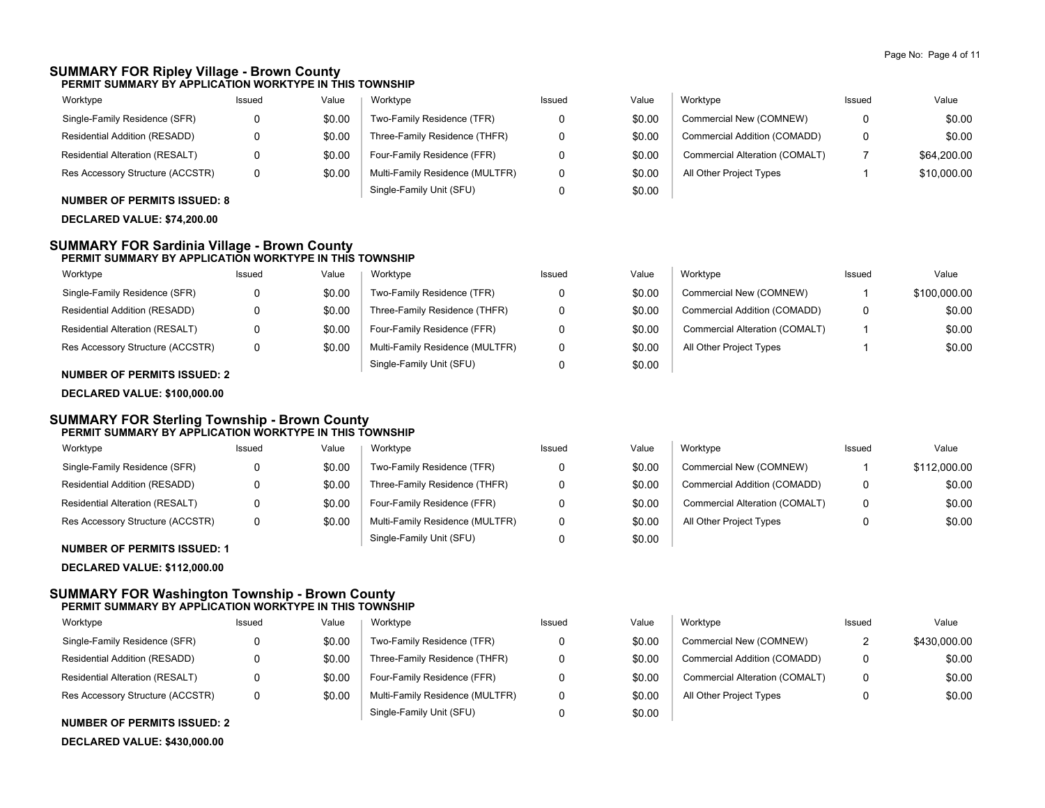## SUMMARY FOR Ripley Village - Brown County

**PERMIT SUMMARY BY APPLICATION WORKTYPE IN THIS TOWNSHIP**

| Worktype | Issued | Value | Worktype | Issued | Value | Worktype | Issued | Value |
|---|---|---|---|---|---|---|---|---|
| Single-Family Residence (SFR) | 0 | $0.00 | Two-Family Residence (TFR) | 0 | $0.00 | Commercial New (COMNEW) | 0 | $0.00 |
| Residential Addition (RESADD) | 0 | $0.00 | Three-Family Residence (THFR) | 0 | $0.00 | Commercial Addition (COMADD) | 0 | $0.00 |
| Residential Alteration (RESALT) | 0 | $0.00 | Four-Family Residence (FFR) | 0 | $0.00 | Commercial Alteration (COMALT) | 7 | $64,200.00 |
| Res Accessory Structure (ACCSTR) | 0 | $0.00 | Multi-Family Residence (MULTFR) | 0 | $0.00 | All Other Project Types | 1 | $10,000.00 |
| | | | Single-Family Unit (SFU) | 0 | $0.00 | | | |

**NUMBER OF PERMITS ISSUED: 8**

**DECLARED VALUE: $74,200.00**

## SUMMARY FOR Sardinia Village - Brown County

**PERMIT SUMMARY BY APPLICATION WORKTYPE IN THIS TOWNSHIP**

| Worktype | Issued | Value | Worktype | Issued | Value | Worktype | Issued | Value |
|---|---|---|---|---|---|---|---|---|
| Single-Family Residence (SFR) | 0 | $0.00 | Two-Family Residence (TFR) | 0 | $0.00 | Commercial New (COMNEW) | 1 | $100,000.00 |
| Residential Addition (RESADD) | 0 | $0.00 | Three-Family Residence (THFR) | 0 | $0.00 | Commercial Addition (COMADD) | 0 | $0.00 |
| Residential Alteration (RESALT) | 0 | $0.00 | Four-Family Residence (FFR) | 0 | $0.00 | Commercial Alteration (COMALT) | 1 | $0.00 |
| Res Accessory Structure (ACCSTR) | 0 | $0.00 | Multi-Family Residence (MULTFR) | 0 | $0.00 | All Other Project Types | 1 | $0.00 |
| | | | Single-Family Unit (SFU) | 0 | $0.00 | | | |

**NUMBER OF PERMITS ISSUED: 2**

**DECLARED VALUE: $100,000.00**

## SUMMARY FOR Sterling Township - Brown County

**PERMIT SUMMARY BY APPLICATION WORKTYPE IN THIS TOWNSHIP**

| Worktype | Issued | Value | Worktype | Issued | Value | Worktype | Issued | Value |
|---|---|---|---|---|---|---|---|---|
| Single-Family Residence (SFR) | 0 | $0.00 | Two-Family Residence (TFR) | 0 | $0.00 | Commercial New (COMNEW) | 1 | $112,000.00 |
| Residential Addition (RESADD) | 0 | $0.00 | Three-Family Residence (THFR) | 0 | $0.00 | Commercial Addition (COMADD) | 0 | $0.00 |
| Residential Alteration (RESALT) | 0 | $0.00 | Four-Family Residence (FFR) | 0 | $0.00 | Commercial Alteration (COMALT) | 0 | $0.00 |
| Res Accessory Structure (ACCSTR) | 0 | $0.00 | Multi-Family Residence (MULTFR) | 0 | $0.00 | All Other Project Types | 0 | $0.00 |
| | | | Single-Family Unit (SFU) | 0 | $0.00 | | | |

**NUMBER OF PERMITS ISSUED: 1**

**DECLARED VALUE: $112,000.00**

## SUMMARY FOR Washington Township - Brown County

**PERMIT SUMMARY BY APPLICATION WORKTYPE IN THIS TOWNSHIP**

| Worktype | Issued | Value | Worktype | Issued | Value | Worktype | Issued | Value |
|---|---|---|---|---|---|---|---|---|
| Single-Family Residence (SFR) | 0 | $0.00 | Two-Family Residence (TFR) | 0 | $0.00 | Commercial New (COMNEW) | 2 | $430,000.00 |
| Residential Addition (RESADD) | 0 | $0.00 | Three-Family Residence (THFR) | 0 | $0.00 | Commercial Addition (COMADD) | 0 | $0.00 |
| Residential Alteration (RESALT) | 0 | $0.00 | Four-Family Residence (FFR) | 0 | $0.00 | Commercial Alteration (COMALT) | 0 | $0.00 |
| Res Accessory Structure (ACCSTR) | 0 | $0.00 | Multi-Family Residence (MULTFR) | 0 | $0.00 | All Other Project Types | 0 | $0.00 |
| | | | Single-Family Unit (SFU) | 0 | $0.00 | | | |

**NUMBER OF PERMITS ISSUED: 2**

**DECLARED VALUE: $430,000.00**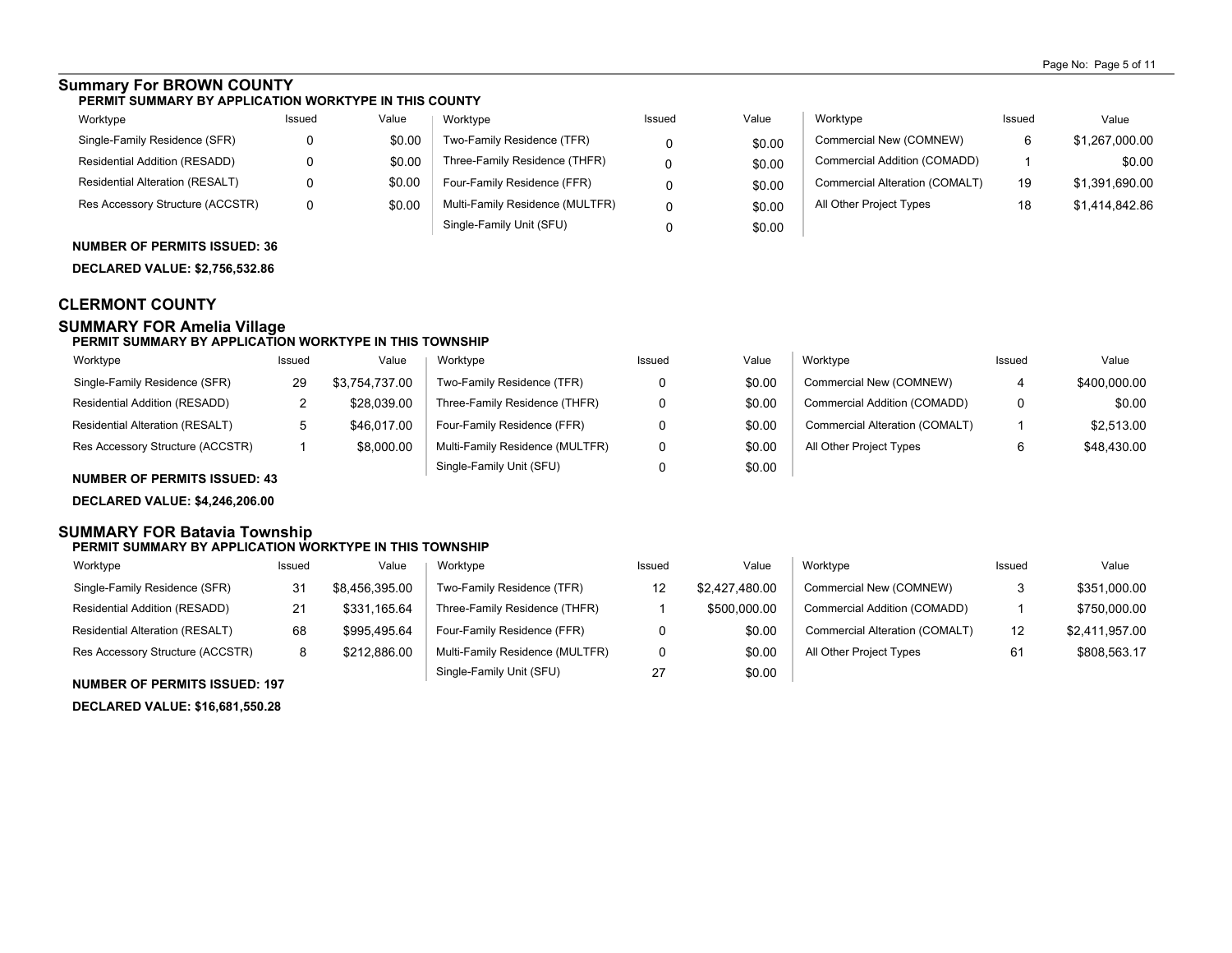## Summary For BROWN COUNTY

**PERMIT SUMMARY BY APPLICATION WORKTYPE IN THIS COUNTY**

| Worktype | Issued | Value | Worktype | Issued | Value | Worktype | Issued | Value |
|---|---|---|---|---|---|---|---|---|
| Single-Family Residence (SFR) | 0 | $0.00 | Two-Family Residence (TFR) | 0 | $0.00 | Commercial New (COMNEW) | 6 | $1,267,000.00 |
| Residential Addition (RESADD) | 0 | $0.00 | Three-Family Residence (THFR) | 0 | $0.00 | Commercial Addition (COMADD) | 1 | $0.00 |
| Residential Alteration (RESALT) | 0 | $0.00 | Four-Family Residence (FFR) | 0 | $0.00 | Commercial Alteration (COMALT) | 19 | $1,391,690.00 |
| Res Accessory Structure (ACCSTR) | 0 | $0.00 | Multi-Family Residence (MULTFR) | 0 | $0.00 | All Other Project Types | 18 | $1,414,842.86 |
| | | | Single-Family Unit (SFU) | 0 | $0.00 | | | |

**NUMBER OF PERMITS ISSUED: 36**

**DECLARED VALUE: $2,756,532.86**

## CLERMONT COUNTY

## SUMMARY FOR Amelia Village

**PERMIT SUMMARY BY APPLICATION WORKTYPE IN THIS TOWNSHIP**

| Worktype | Issued | Value | Worktype | Issued | Value | Worktype | Issued | Value |
|---|---|---|---|---|---|---|---|---|
| Single-Family Residence (SFR) | 29 | $3,754,737.00 | Two-Family Residence (TFR) | 0 | $0.00 | Commercial New (COMNEW) | 4 | $400,000.00 |
| Residential Addition (RESADD) | 2 | $28,039.00 | Three-Family Residence (THFR) | 0 | $0.00 | Commercial Addition (COMADD) | 0 | $0.00 |
| Residential Alteration (RESALT) | 5 | $46,017.00 | Four-Family Residence (FFR) | 0 | $0.00 | Commercial Alteration (COMALT) | 1 | $2,513.00 |
| Res Accessory Structure (ACCSTR) | 1 | $8,000.00 | Multi-Family Residence (MULTFR) | 0 | $0.00 | All Other Project Types | 6 | $48,430.00 |
| | | | Single-Family Unit (SFU) | 0 | $0.00 | | | |

**NUMBER OF PERMITS ISSUED: 43**

**DECLARED VALUE: $4,246,206.00**

## SUMMARY FOR Batavia Township

**PERMIT SUMMARY BY APPLICATION WORKTYPE IN THIS TOWNSHIP**

| Worktype | Issued | Value | Worktype | Issued | Value | Worktype | Issued | Value |
|---|---|---|---|---|---|---|---|---|
| Single-Family Residence (SFR) | 31 | $8,456,395.00 | Two-Family Residence (TFR) | 12 | $2,427,480.00 | Commercial New (COMNEW) | 3 | $351,000.00 |
| Residential Addition (RESADD) | 21 | $331,165.64 | Three-Family Residence (THFR) | 1 | $500,000.00 | Commercial Addition (COMADD) | 1 | $750,000.00 |
| Residential Alteration (RESALT) | 68 | $995,495.64 | Four-Family Residence (FFR) | 0 | $0.00 | Commercial Alteration (COMALT) | 12 | $2,411,957.00 |
| Res Accessory Structure (ACCSTR) | 8 | $212,886.00 | Multi-Family Residence (MULTFR) | 0 | $0.00 | All Other Project Types | 61 | $808,563.17 |
| | | | Single-Family Unit (SFU) | 27 | $0.00 | | | |

**NUMBER OF PERMITS ISSUED: 197**

**DECLARED VALUE: $16,681,550.28**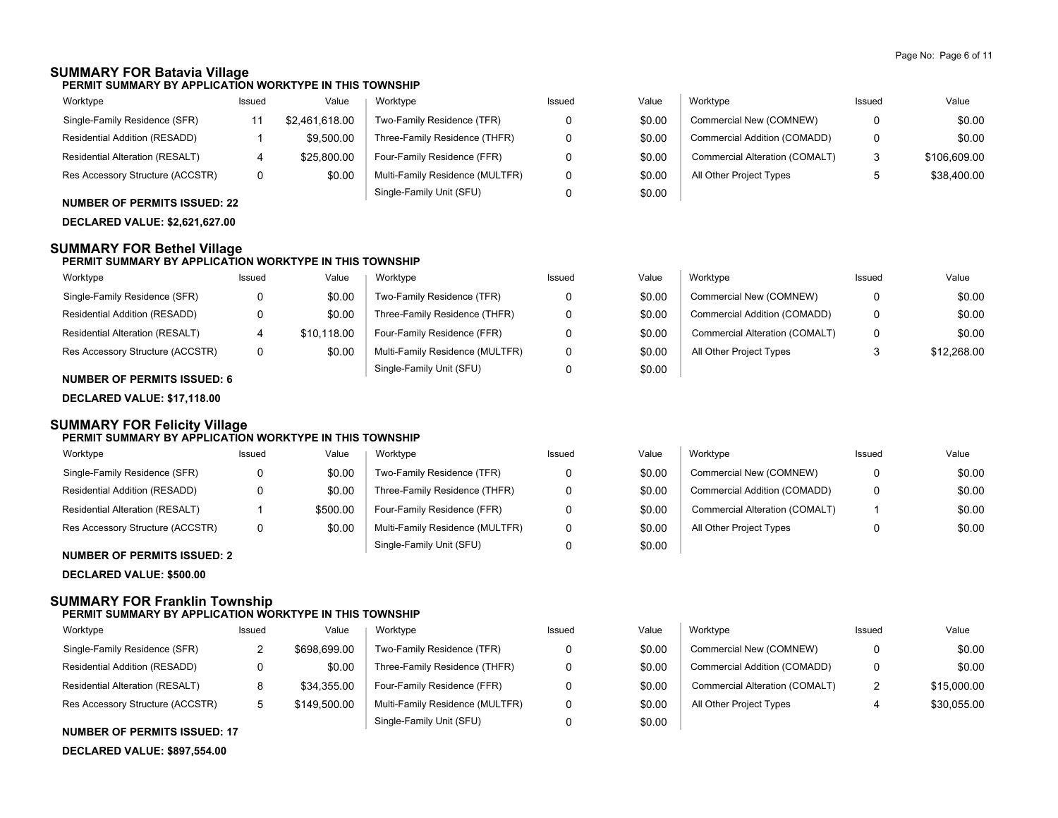## SUMMARY FOR Batavia Village

### PERMIT SUMMARY BY APPLICATION WORKTYPE IN THIS TOWNSHIP

| Worktype | Issued | Value | Worktype | Issued | Value | Worktype | Issued | Value |
|---|---|---|---|---|---|---|---|---|
| Single-Family Residence (SFR) | 11 | $2,461,618.00 | Two-Family Residence (TFR) | 0 | $0.00 | Commercial New (COMNEW) | 0 | $0.00 |
| Residential Addition (RESADD) | 1 | $9,500.00 | Three-Family Residence (THFR) | 0 | $0.00 | Commercial Addition (COMADD) | 0 | $0.00 |
| Residential Alteration (RESALT) | 4 | $25,800.00 | Four-Family Residence (FFR) | 0 | $0.00 | Commercial Alteration (COMALT) | 3 | $106,609.00 |
| Res Accessory Structure (ACCSTR) | 0 | $0.00 | Multi-Family Residence (MULTFR) | 0 | $0.00 | All Other Project Types | 5 | $38,400.00 |
| | | | Single-Family Unit (SFU) | 0 | $0.00 | | | |

**NUMBER OF PERMITS ISSUED: 22**

**DECLARED VALUE: $2,621,627.00**

## SUMMARY FOR Bethel Village

### PERMIT SUMMARY BY APPLICATION WORKTYPE IN THIS TOWNSHIP

| Worktype | Issued | Value | Worktype | Issued | Value | Worktype | Issued | Value |
|---|---|---|---|---|---|---|---|---|
| Single-Family Residence (SFR) | 0 | $0.00 | Two-Family Residence (TFR) | 0 | $0.00 | Commercial New (COMNEW) | 0 | $0.00 |
| Residential Addition (RESADD) | 0 | $0.00 | Three-Family Residence (THFR) | 0 | $0.00 | Commercial Addition (COMADD) | 0 | $0.00 |
| Residential Alteration (RESALT) | 4 | $10,118.00 | Four-Family Residence (FFR) | 0 | $0.00 | Commercial Alteration (COMALT) | 0 | $0.00 |
| Res Accessory Structure (ACCSTR) | 0 | $0.00 | Multi-Family Residence (MULTFR) | 0 | $0.00 | All Other Project Types | 3 | $12,268.00 |
| | | | Single-Family Unit (SFU) | 0 | $0.00 | | | |

**NUMBER OF PERMITS ISSUED: 6**

**DECLARED VALUE: $17,118.00**

## SUMMARY FOR Felicity Village

### PERMIT SUMMARY BY APPLICATION WORKTYPE IN THIS TOWNSHIP

| Worktype | Issued | Value | Worktype | Issued | Value | Worktype | Issued | Value |
|---|---|---|---|---|---|---|---|---|
| Single-Family Residence (SFR) | 0 | $0.00 | Two-Family Residence (TFR) | 0 | $0.00 | Commercial New (COMNEW) | 0 | $0.00 |
| Residential Addition (RESADD) | 0 | $0.00 | Three-Family Residence (THFR) | 0 | $0.00 | Commercial Addition (COMADD) | 0 | $0.00 |
| Residential Alteration (RESALT) | 1 | $500.00 | Four-Family Residence (FFR) | 0 | $0.00 | Commercial Alteration (COMALT) | 1 | $0.00 |
| Res Accessory Structure (ACCSTR) | 0 | $0.00 | Multi-Family Residence (MULTFR) | 0 | $0.00 | All Other Project Types | 0 | $0.00 |
| | | | Single-Family Unit (SFU) | 0 | $0.00 | | | |

**NUMBER OF PERMITS ISSUED: 2**

**DECLARED VALUE: $500.00**

## SUMMARY FOR Franklin Township

### PERMIT SUMMARY BY APPLICATION WORKTYPE IN THIS TOWNSHIP

| Worktype | Issued | Value | Worktype | Issued | Value | Worktype | Issued | Value |
|---|---|---|---|---|---|---|---|---|
| Single-Family Residence (SFR) | 2 | $698,699.00 | Two-Family Residence (TFR) | 0 | $0.00 | Commercial New (COMNEW) | 0 | $0.00 |
| Residential Addition (RESADD) | 0 | $0.00 | Three-Family Residence (THFR) | 0 | $0.00 | Commercial Addition (COMADD) | 0 | $0.00 |
| Residential Alteration (RESALT) | 8 | $34,355.00 | Four-Family Residence (FFR) | 0 | $0.00 | Commercial Alteration (COMALT) | 2 | $15,000.00 |
| Res Accessory Structure (ACCSTR) | 5 | $149,500.00 | Multi-Family Residence (MULTFR) | 0 | $0.00 | All Other Project Types | 4 | $30,055.00 |
| | | | Single-Family Unit (SFU) | 0 | $0.00 | | | |

**NUMBER OF PERMITS ISSUED: 17**

**DECLARED VALUE: $897,554.00**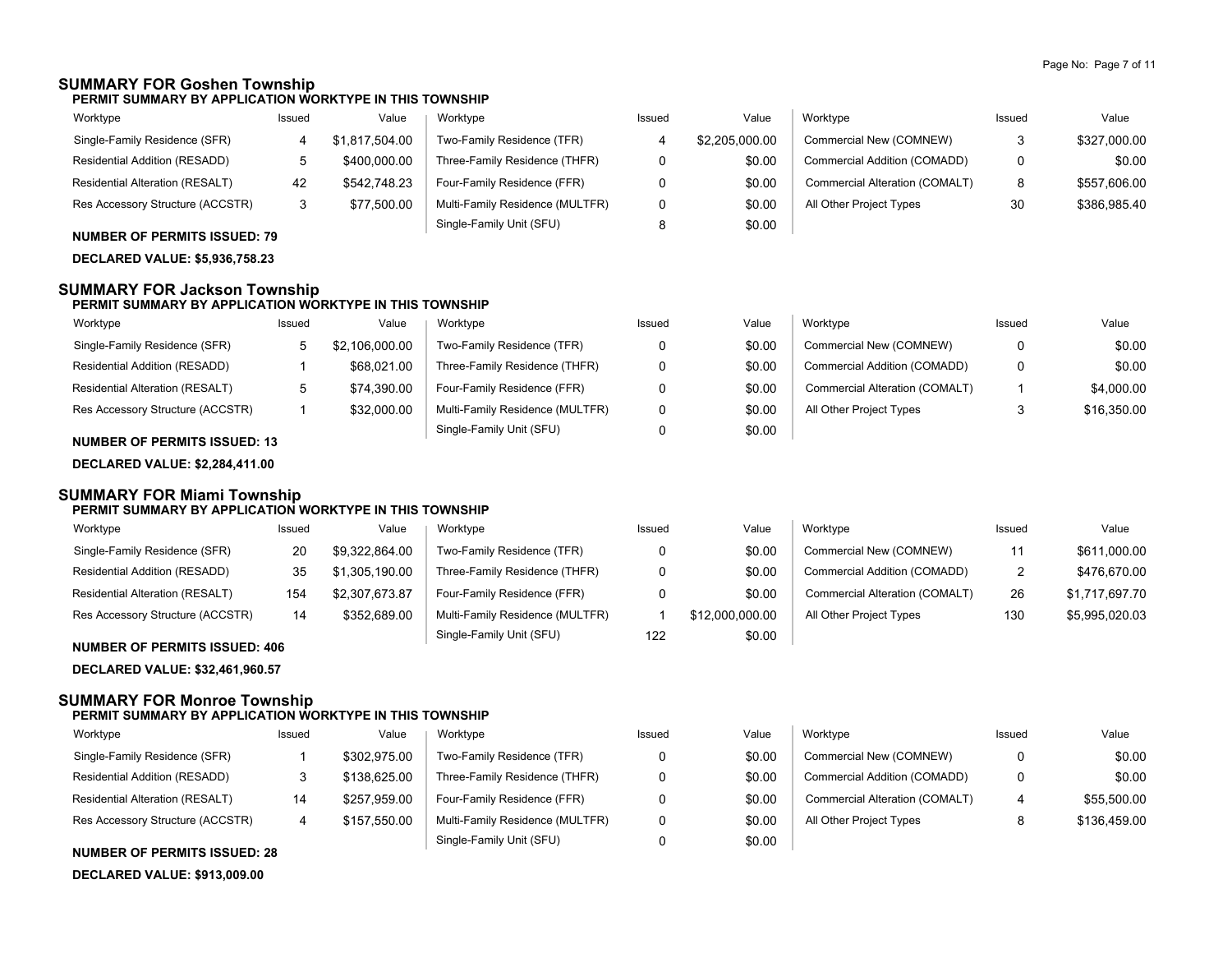## SUMMARY FOR Goshen Township

**PERMIT SUMMARY BY APPLICATION WORKTYPE IN THIS TOWNSHIP**

| Worktype | Issued | Value | Worktype | Issued | Value | Worktype | Issued | Value |
|---|---|---|---|---|---|---|---|---|
| Single-Family Residence (SFR) | 4 | $1,817,504.00 | Two-Family Residence (TFR) | 4 | $2,205,000.00 | Commercial New (COMNEW) | 3 | $327,000.00 |
| Residential Addition (RESADD) | 5 | $400,000.00 | Three-Family Residence (THFR) | 0 | $0.00 | Commercial Addition (COMADD) | 0 | $0.00 |
| Residential Alteration (RESALT) | 42 | $542,748.23 | Four-Family Residence (FFR) | 0 | $0.00 | Commercial Alteration (COMALT) | 8 | $557,606.00 |
| Res Accessory Structure (ACCSTR) | 3 | $77,500.00 | Multi-Family Residence (MULTFR) | 0 | $0.00 | All Other Project Types | 30 | $386,985.40 |
| | | | Single-Family Unit (SFU) | 8 | $0.00 | | | |

**NUMBER OF PERMITS ISSUED: 79**

**DECLARED VALUE: $5,936,758.23**

## SUMMARY FOR Jackson Township

**PERMIT SUMMARY BY APPLICATION WORKTYPE IN THIS TOWNSHIP**

| Worktype | Issued | Value | Worktype | Issued | Value | Worktype | Issued | Value |
|---|---|---|---|---|---|---|---|---|
| Single-Family Residence (SFR) | 5 | $2,106,000.00 | Two-Family Residence (TFR) | 0 | $0.00 | Commercial New (COMNEW) | 0 | $0.00 |
| Residential Addition (RESADD) | 1 | $68,021.00 | Three-Family Residence (THFR) | 0 | $0.00 | Commercial Addition (COMADD) | 0 | $0.00 |
| Residential Alteration (RESALT) | 5 | $74,390.00 | Four-Family Residence (FFR) | 0 | $0.00 | Commercial Alteration (COMALT) | 1 | $4,000.00 |
| Res Accessory Structure (ACCSTR) | 1 | $32,000.00 | Multi-Family Residence (MULTFR) | 0 | $0.00 | All Other Project Types | 3 | $16,350.00 |
| | | | Single-Family Unit (SFU) | 0 | $0.00 | | | |

**NUMBER OF PERMITS ISSUED: 13**

**DECLARED VALUE: $2,284,411.00**

## SUMMARY FOR Miami Township

**PERMIT SUMMARY BY APPLICATION WORKTYPE IN THIS TOWNSHIP**

| Worktype | Issued | Value | Worktype | Issued | Value | Worktype | Issued | Value |
|---|---|---|---|---|---|---|---|---|
| Single-Family Residence (SFR) | 20 | $9,322,864.00 | Two-Family Residence (TFR) | 0 | $0.00 | Commercial New (COMNEW) | 11 | $611,000.00 |
| Residential Addition (RESADD) | 35 | $1,305,190.00 | Three-Family Residence (THFR) | 0 | $0.00 | Commercial Addition (COMADD) | 2 | $476,670.00 |
| Residential Alteration (RESALT) | 154 | $2,307,673.87 | Four-Family Residence (FFR) | 0 | $0.00 | Commercial Alteration (COMALT) | 26 | $1,717,697.70 |
| Res Accessory Structure (ACCSTR) | 14 | $352,689.00 | Multi-Family Residence (MULTFR) | 1 | $12,000,000.00 | All Other Project Types | 130 | $5,995,020.03 |
| | | | Single-Family Unit (SFU) | 122 | $0.00 | | | |

**NUMBER OF PERMITS ISSUED: 406**

**DECLARED VALUE: $32,461,960.57**

## SUMMARY FOR Monroe Township

**PERMIT SUMMARY BY APPLICATION WORKTYPE IN THIS TOWNSHIP**

| Worktype | Issued | Value | Worktype | Issued | Value | Worktype | Issued | Value |
|---|---|---|---|---|---|---|---|---|
| Single-Family Residence (SFR) | 1 | $302,975.00 | Two-Family Residence (TFR) | 0 | $0.00 | Commercial New (COMNEW) | 0 | $0.00 |
| Residential Addition (RESADD) | 3 | $138,625.00 | Three-Family Residence (THFR) | 0 | $0.00 | Commercial Addition (COMADD) | 0 | $0.00 |
| Residential Alteration (RESALT) | 14 | $257,959.00 | Four-Family Residence (FFR) | 0 | $0.00 | Commercial Alteration (COMALT) | 4 | $55,500.00 |
| Res Accessory Structure (ACCSTR) | 4 | $157,550.00 | Multi-Family Residence (MULTFR) | 0 | $0.00 | All Other Project Types | 8 | $136,459.00 |
| | | | Single-Family Unit (SFU) | 0 | $0.00 | | | |

**NUMBER OF PERMITS ISSUED: 28**

**DECLARED VALUE: $913,009.00**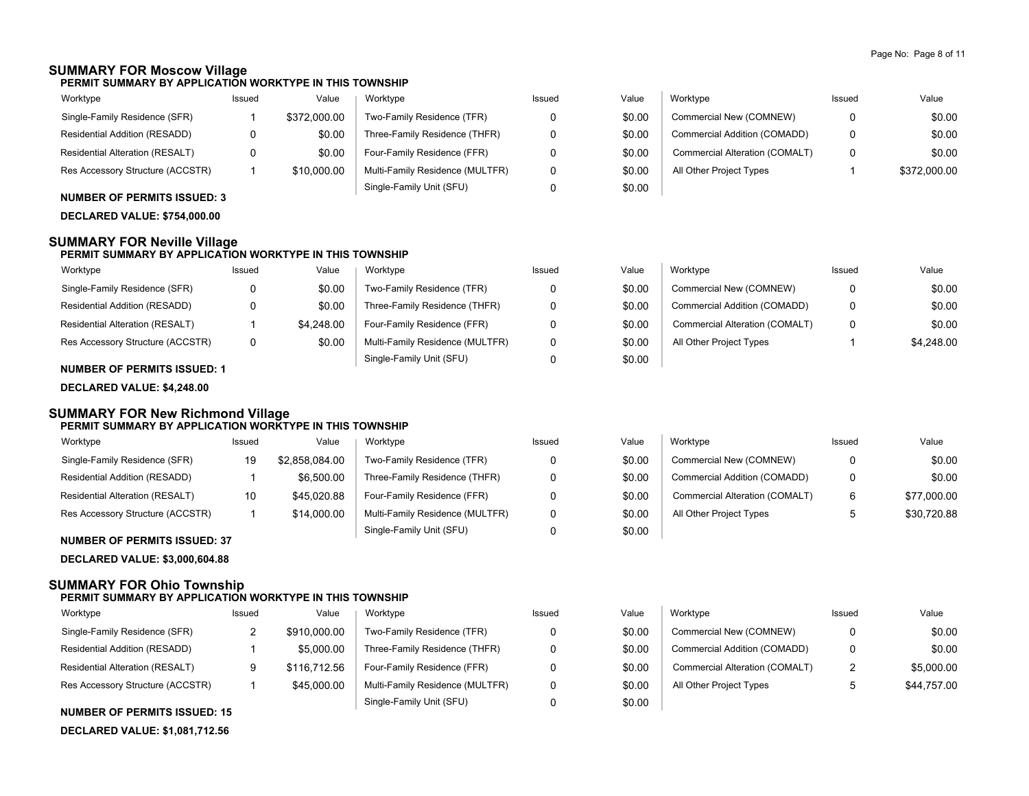## SUMMARY FOR Moscow Village

### PERMIT SUMMARY BY APPLICATION WORKTYPE IN THIS TOWNSHIP

| Worktype | Issued | Value | Worktype | Issued | Value | Worktype | Issued | Value |
|---|---|---|---|---|---|---|---|---|
| Single-Family Residence (SFR) | 1 | $372,000.00 | Two-Family Residence (TFR) | 0 | $0.00 | Commercial New (COMNEW) | 0 | $0.00 |
| Residential Addition (RESADD) | 0 | $0.00 | Three-Family Residence (THFR) | 0 | $0.00 | Commercial Addition (COMADD) | 0 | $0.00 |
| Residential Alteration (RESALT) | 0 | $0.00 | Four-Family Residence (FFR) | 0 | $0.00 | Commercial Alteration (COMALT) | 0 | $0.00 |
| Res Accessory Structure (ACCSTR) | 1 | $10,000.00 | Multi-Family Residence (MULTFR) | 0 | $0.00 | All Other Project Types | 1 | $372,000.00 |
| | | | Single-Family Unit (SFU) | 0 | $0.00 | | | |

**NUMBER OF PERMITS ISSUED: 3**

**DECLARED VALUE: $754,000.00**

## SUMMARY FOR Neville Village

### PERMIT SUMMARY BY APPLICATION WORKTYPE IN THIS TOWNSHIP

| Worktype | Issued | Value | Worktype | Issued | Value | Worktype | Issued | Value |
|---|---|---|---|---|---|---|---|---|
| Single-Family Residence (SFR) | 0 | $0.00 | Two-Family Residence (TFR) | 0 | $0.00 | Commercial New (COMNEW) | 0 | $0.00 |
| Residential Addition (RESADD) | 0 | $0.00 | Three-Family Residence (THFR) | 0 | $0.00 | Commercial Addition (COMADD) | 0 | $0.00 |
| Residential Alteration (RESALT) | 1 | $4,248.00 | Four-Family Residence (FFR) | 0 | $0.00 | Commercial Alteration (COMALT) | 0 | $0.00 |
| Res Accessory Structure (ACCSTR) | 0 | $0.00 | Multi-Family Residence (MULTFR) | 0 | $0.00 | All Other Project Types | 1 | $4,248.00 |
| | | | Single-Family Unit (SFU) | 0 | $0.00 | | | |

**NUMBER OF PERMITS ISSUED: 1**

**DECLARED VALUE: $4,248.00**

## SUMMARY FOR New Richmond Village

### PERMIT SUMMARY BY APPLICATION WORKTYPE IN THIS TOWNSHIP

| Worktype | Issued | Value | Worktype | Issued | Value | Worktype | Issued | Value |
|---|---|---|---|---|---|---|---|---|
| Single-Family Residence (SFR) | 19 | $2,858,084.00 | Two-Family Residence (TFR) | 0 | $0.00 | Commercial New (COMNEW) | 0 | $0.00 |
| Residential Addition (RESADD) | 1 | $6,500.00 | Three-Family Residence (THFR) | 0 | $0.00 | Commercial Addition (COMADD) | 0 | $0.00 |
| Residential Alteration (RESALT) | 10 | $45,020.88 | Four-Family Residence (FFR) | 0 | $0.00 | Commercial Alteration (COMALT) | 6 | $77,000.00 |
| Res Accessory Structure (ACCSTR) | 1 | $14,000.00 | Multi-Family Residence (MULTFR) | 0 | $0.00 | All Other Project Types | 5 | $30,720.88 |
| | | | Single-Family Unit (SFU) | 0 | $0.00 | | | |

**NUMBER OF PERMITS ISSUED: 37**

**DECLARED VALUE: $3,000,604.88**

## SUMMARY FOR Ohio Township

### PERMIT SUMMARY BY APPLICATION WORKTYPE IN THIS TOWNSHIP

| Worktype | Issued | Value | Worktype | Issued | Value | Worktype | Issued | Value |
|---|---|---|---|---|---|---|---|---|
| Single-Family Residence (SFR) | 2 | $910,000.00 | Two-Family Residence (TFR) | 0 | $0.00 | Commercial New (COMNEW) | 0 | $0.00 |
| Residential Addition (RESADD) | 1 | $5,000.00 | Three-Family Residence (THFR) | 0 | $0.00 | Commercial Addition (COMADD) | 0 | $0.00 |
| Residential Alteration (RESALT) | 9 | $116,712.56 | Four-Family Residence (FFR) | 0 | $0.00 | Commercial Alteration (COMALT) | 2 | $5,000.00 |
| Res Accessory Structure (ACCSTR) | 1 | $45,000.00 | Multi-Family Residence (MULTFR) | 0 | $0.00 | All Other Project Types | 5 | $44,757.00 |
| | | | Single-Family Unit (SFU) | 0 | $0.00 | | | |

**NUMBER OF PERMITS ISSUED: 15**

**DECLARED VALUE: $1,081,712.56**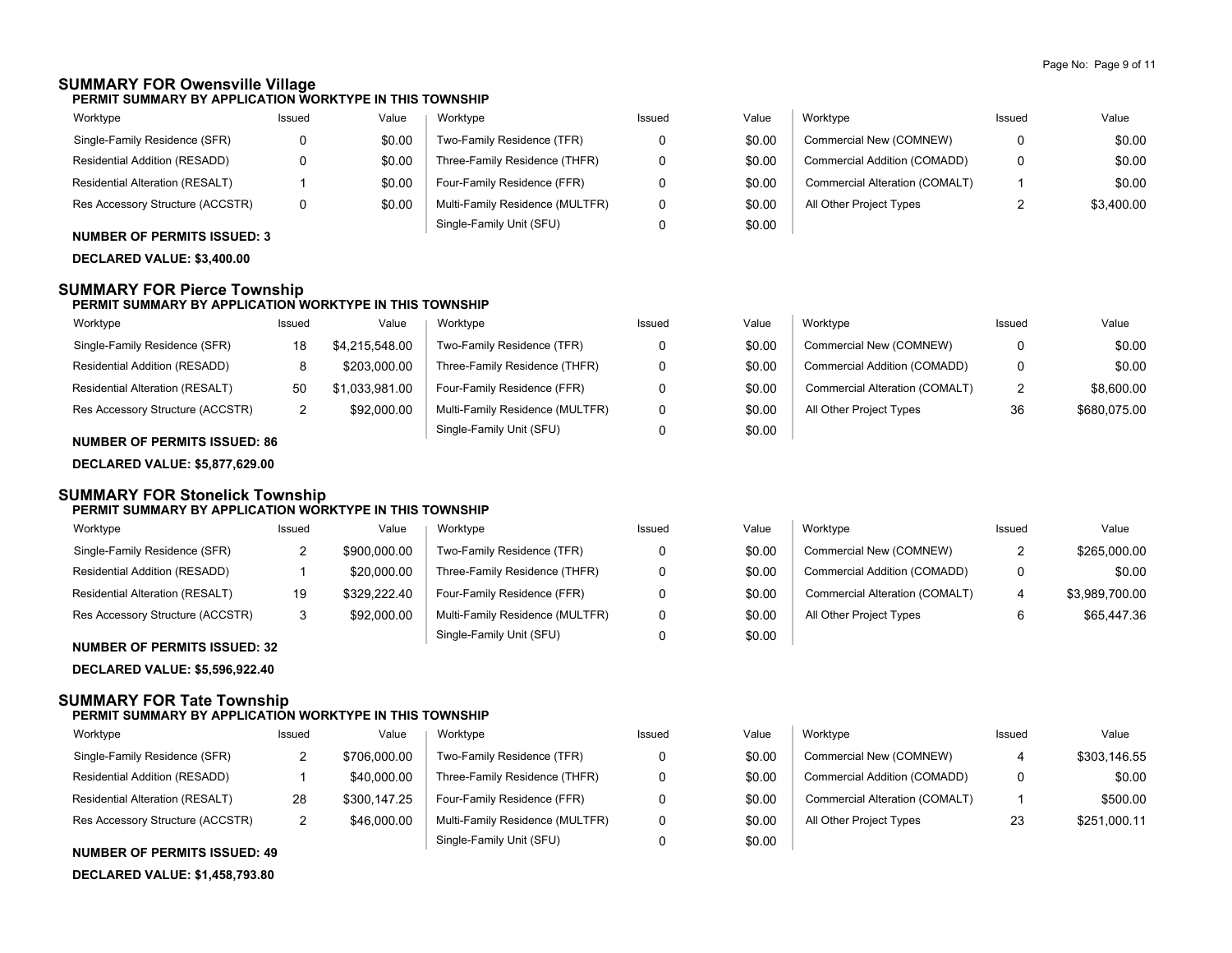## SUMMARY FOR Owensville Village

### PERMIT SUMMARY BY APPLICATION WORKTYPE IN THIS TOWNSHIP

| Worktype | Issued | Value | Worktype | Issued | Value | Worktype | Issued | Value |
|---|---|---|---|---|---|---|---|---|
| Single-Family Residence (SFR) | 0 | $0.00 | Two-Family Residence (TFR) | 0 | $0.00 | Commercial New (COMNEW) | 0 | $0.00 |
| Residential Addition (RESADD) | 0 | $0.00 | Three-Family Residence (THFR) | 0 | $0.00 | Commercial Addition (COMADD) | 0 | $0.00 |
| Residential Alteration (RESALT) | 1 | $0.00 | Four-Family Residence (FFR) | 0 | $0.00 | Commercial Alteration (COMALT) | 1 | $0.00 |
| Res Accessory Structure (ACCSTR) | 0 | $0.00 | Multi-Family Residence (MULTFR) | 0 | $0.00 | All Other Project Types | 2 | $3,400.00 |
| | | | Single-Family Unit (SFU) | 0 | $0.00 | | | |

**NUMBER OF PERMITS ISSUED: 3**

**DECLARED VALUE: $3,400.00**

## SUMMARY FOR Pierce Township

### PERMIT SUMMARY BY APPLICATION WORKTYPE IN THIS TOWNSHIP

| Worktype | Issued | Value | Worktype | Issued | Value | Worktype | Issued | Value |
|---|---|---|---|---|---|---|---|---|
| Single-Family Residence (SFR) | 18 | $4,215,548.00 | Two-Family Residence (TFR) | 0 | $0.00 | Commercial New (COMNEW) | 0 | $0.00 |
| Residential Addition (RESADD) | 8 | $203,000.00 | Three-Family Residence (THFR) | 0 | $0.00 | Commercial Addition (COMADD) | 0 | $0.00 |
| Residential Alteration (RESALT) | 50 | $1,033,981.00 | Four-Family Residence (FFR) | 0 | $0.00 | Commercial Alteration (COMALT) | 2 | $8,600.00 |
| Res Accessory Structure (ACCSTR) | 2 | $92,000.00 | Multi-Family Residence (MULTFR) | 0 | $0.00 | All Other Project Types | 36 | $680,075.00 |
| | | | Single-Family Unit (SFU) | 0 | $0.00 | | | |

**NUMBER OF PERMITS ISSUED: 86**

**DECLARED VALUE: $5,877,629.00**

## SUMMARY FOR Stonelick Township

### PERMIT SUMMARY BY APPLICATION WORKTYPE IN THIS TOWNSHIP

| Worktype | Issued | Value | Worktype | Issued | Value | Worktype | Issued | Value |
|---|---|---|---|---|---|---|---|---|
| Single-Family Residence (SFR) | 2 | $900,000.00 | Two-Family Residence (TFR) | 0 | $0.00 | Commercial New (COMNEW) | 2 | $265,000.00 |
| Residential Addition (RESADD) | 1 | $20,000.00 | Three-Family Residence (THFR) | 0 | $0.00 | Commercial Addition (COMADD) | 0 | $0.00 |
| Residential Alteration (RESALT) | 19 | $329,222.40 | Four-Family Residence (FFR) | 0 | $0.00 | Commercial Alteration (COMALT) | 4 | $3,989,700.00 |
| Res Accessory Structure (ACCSTR) | 3 | $92,000.00 | Multi-Family Residence (MULTFR) | 0 | $0.00 | All Other Project Types | 6 | $65,447.36 |
| | | | Single-Family Unit (SFU) | 0 | $0.00 | | | |

**NUMBER OF PERMITS ISSUED: 32**

**DECLARED VALUE: $5,596,922.40**

## SUMMARY FOR Tate Township

### PERMIT SUMMARY BY APPLICATION WORKTYPE IN THIS TOWNSHIP

| Worktype | Issued | Value | Worktype | Issued | Value | Worktype | Issued | Value |
|---|---|---|---|---|---|---|---|---|
| Single-Family Residence (SFR) | 2 | $706,000.00 | Two-Family Residence (TFR) | 0 | $0.00 | Commercial New (COMNEW) | 4 | $303,146.55 |
| Residential Addition (RESADD) | 1 | $40,000.00 | Three-Family Residence (THFR) | 0 | $0.00 | Commercial Addition (COMADD) | 0 | $0.00 |
| Residential Alteration (RESALT) | 28 | $300,147.25 | Four-Family Residence (FFR) | 0 | $0.00 | Commercial Alteration (COMALT) | 1 | $500.00 |
| Res Accessory Structure (ACCSTR) | 2 | $46,000.00 | Multi-Family Residence (MULTFR) | 0 | $0.00 | All Other Project Types | 23 | $251,000.11 |
| | | | Single-Family Unit (SFU) | 0 | $0.00 | | | |

**NUMBER OF PERMITS ISSUED: 49**

**DECLARED VALUE: $1,458,793.80**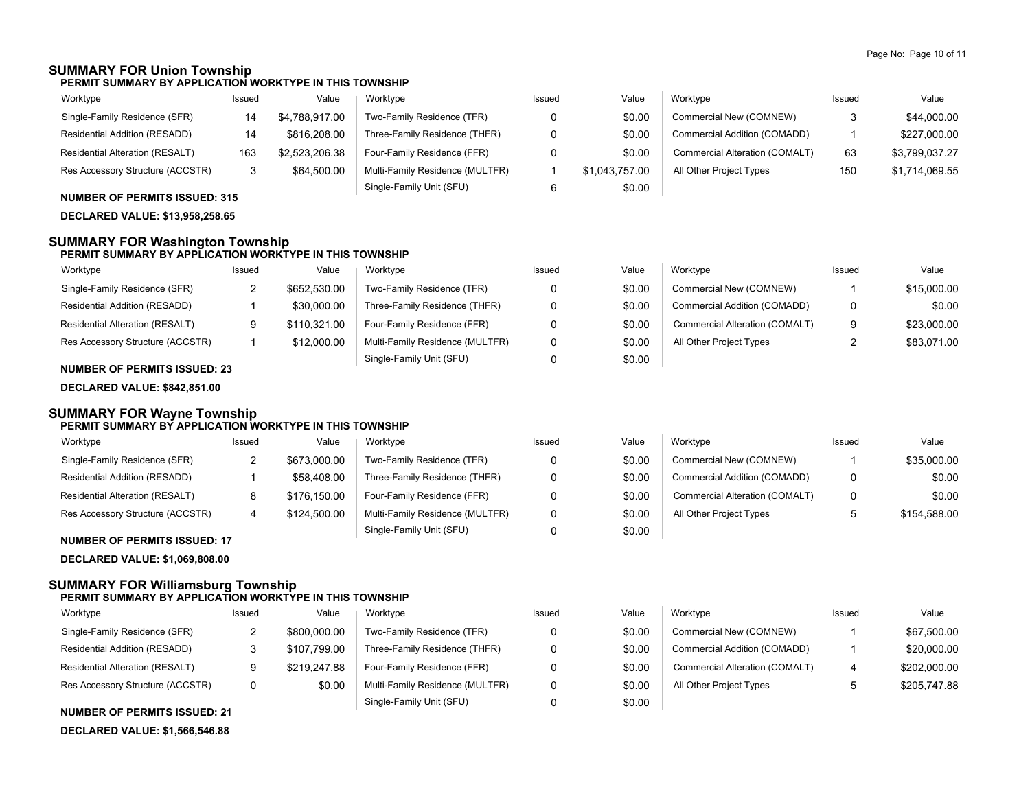## SUMMARY FOR Union Township

### PERMIT SUMMARY BY APPLICATION WORKTYPE IN THIS TOWNSHIP

| Worktype | Issued | Value | Worktype | Issued | Value | Worktype | Issued | Value |
|---|---|---|---|---|---|---|---|---|
| Single-Family Residence (SFR) | 14 | $4,788,917.00 | Two-Family Residence (TFR) | 0 | $0.00 | Commercial New (COMNEW) | 3 | $44,000.00 |
| Residential Addition (RESADD) | 14 | $816,208.00 | Three-Family Residence (THFR) | 0 | $0.00 | Commercial Addition (COMADD) | 1 | $227,000.00 |
| Residential Alteration (RESALT) | 163 | $2,523,206.38 | Four-Family Residence (FFR) | 0 | $0.00 | Commercial Alteration (COMALT) | 63 | $3,799,037.27 |
| Res Accessory Structure (ACCSTR) | 3 | $64,500.00 | Multi-Family Residence (MULTFR) | 1 | $1,043,757.00 | All Other Project Types | 150 | $1,714,069.55 |
| | | | Single-Family Unit (SFU) | 6 | $0.00 | | | |

**NUMBER OF PERMITS ISSUED: 315**

**DECLARED VALUE: $13,958,258.65**

## SUMMARY FOR Washington Township

### PERMIT SUMMARY BY APPLICATION WORKTYPE IN THIS TOWNSHIP

| Worktype | Issued | Value | Worktype | Issued | Value | Worktype | Issued | Value |
|---|---|---|---|---|---|---|---|---|
| Single-Family Residence (SFR) | 2 | $652,530.00 | Two-Family Residence (TFR) | 0 | $0.00 | Commercial New (COMNEW) | 1 | $15,000.00 |
| Residential Addition (RESADD) | 1 | $30,000.00 | Three-Family Residence (THFR) | 0 | $0.00 | Commercial Addition (COMADD) | 0 | $0.00 |
| Residential Alteration (RESALT) | 9 | $110,321.00 | Four-Family Residence (FFR) | 0 | $0.00 | Commercial Alteration (COMALT) | 9 | $23,000.00 |
| Res Accessory Structure (ACCSTR) | 1 | $12,000.00 | Multi-Family Residence (MULTFR) | 0 | $0.00 | All Other Project Types | 2 | $83,071.00 |
| | | | Single-Family Unit (SFU) | 0 | $0.00 | | | |

**NUMBER OF PERMITS ISSUED: 23**

**DECLARED VALUE: $842,851.00**

## SUMMARY FOR Wayne Township

### PERMIT SUMMARY BY APPLICATION WORKTYPE IN THIS TOWNSHIP

| Worktype | Issued | Value | Worktype | Issued | Value | Worktype | Issued | Value |
|---|---|---|---|---|---|---|---|---|
| Single-Family Residence (SFR) | 2 | $673,000.00 | Two-Family Residence (TFR) | 0 | $0.00 | Commercial New (COMNEW) | 1 | $35,000.00 |
| Residential Addition (RESADD) | 1 | $58,408.00 | Three-Family Residence (THFR) | 0 | $0.00 | Commercial Addition (COMADD) | 0 | $0.00 |
| Residential Alteration (RESALT) | 8 | $176,150.00 | Four-Family Residence (FFR) | 0 | $0.00 | Commercial Alteration (COMALT) | 0 | $0.00 |
| Res Accessory Structure (ACCSTR) | 4 | $124,500.00 | Multi-Family Residence (MULTFR) | 0 | $0.00 | All Other Project Types | 5 | $154,588.00 |
| | | | Single-Family Unit (SFU) | 0 | $0.00 | | | |

**NUMBER OF PERMITS ISSUED: 17**

**DECLARED VALUE: $1,069,808.00**

## SUMMARY FOR Williamsburg Township

### PERMIT SUMMARY BY APPLICATION WORKTYPE IN THIS TOWNSHIP

| Worktype | Issued | Value | Worktype | Issued | Value | Worktype | Issued | Value |
|---|---|---|---|---|---|---|---|---|
| Single-Family Residence (SFR) | 2 | $800,000.00 | Two-Family Residence (TFR) | 0 | $0.00 | Commercial New (COMNEW) | 1 | $67,500.00 |
| Residential Addition (RESADD) | 3 | $107,799.00 | Three-Family Residence (THFR) | 0 | $0.00 | Commercial Addition (COMADD) | 1 | $20,000.00 |
| Residential Alteration (RESALT) | 9 | $219,247.88 | Four-Family Residence (FFR) | 0 | $0.00 | Commercial Alteration (COMALT) | 4 | $202,000.00 |
| Res Accessory Structure (ACCSTR) | 0 | $0.00 | Multi-Family Residence (MULTFR) | 0 | $0.00 | All Other Project Types | 5 | $205,747.88 |
| | | | Single-Family Unit (SFU) | 0 | $0.00 | | | |

**NUMBER OF PERMITS ISSUED: 21**

**DECLARED VALUE: $1,566,546.88**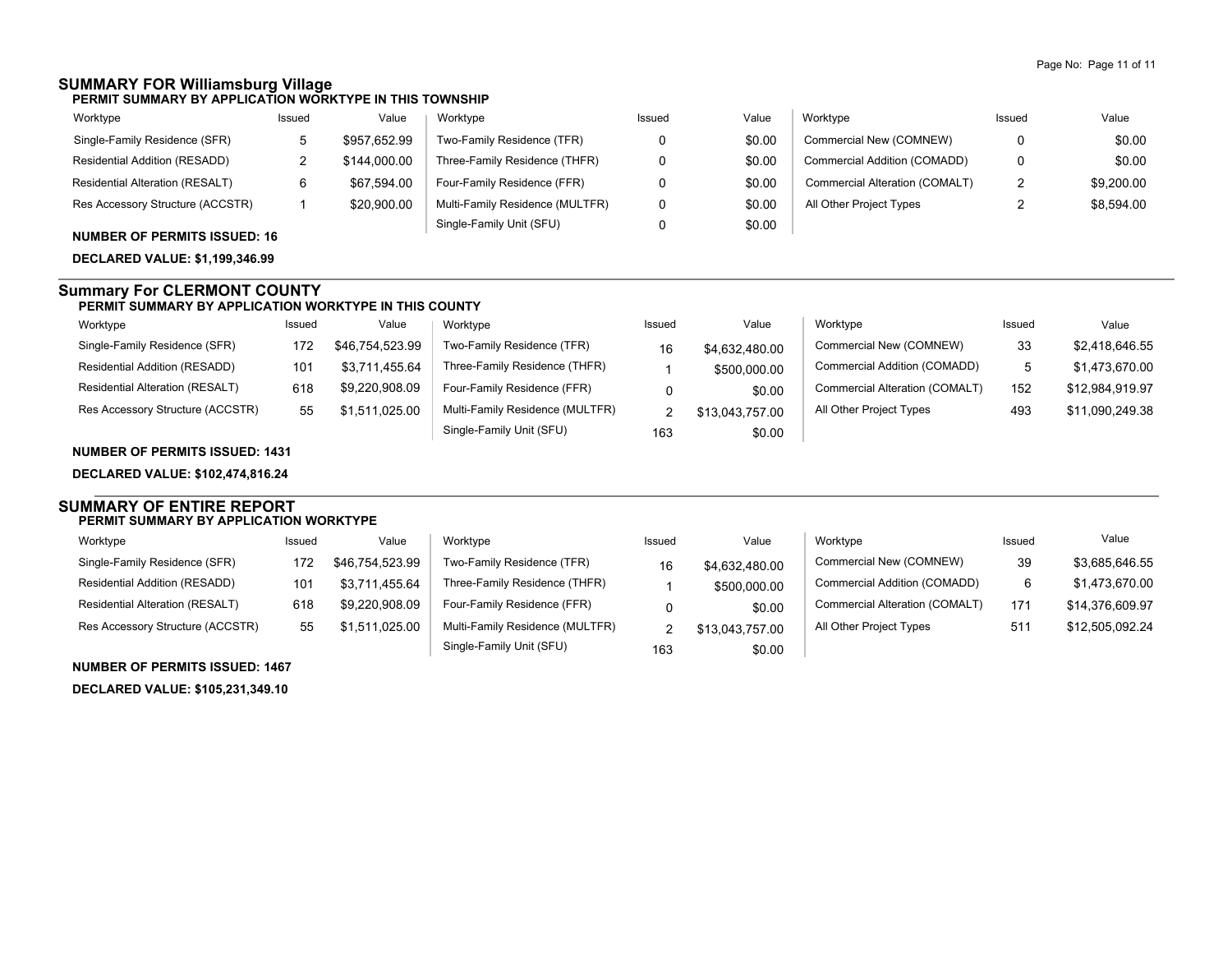## SUMMARY FOR Williamsburg Village

### PERMIT SUMMARY BY APPLICATION WORKTYPE IN THIS TOWNSHIP

| Worktype | Issued | Value | Worktype | Issued | Value | Worktype | Issued | Value |
|---|---|---|---|---|---|---|---|---|
| Single-Family Residence (SFR) | 5 | $957,652.99 | Two-Family Residence (TFR) | 0 | $0.00 | Commercial New (COMNEW) | 0 | $0.00 |
| Residential Addition (RESADD) | 2 | $144,000.00 | Three-Family Residence (THFR) | 0 | $0.00 | Commercial Addition (COMADD) | 0 | $0.00 |
| Residential Alteration (RESALT) | 6 | $67,594.00 | Four-Family Residence (FFR) | 0 | $0.00 | Commercial Alteration (COMALT) | 2 | $9,200.00 |
| Res Accessory Structure (ACCSTR) | 1 | $20,900.00 | Multi-Family Residence (MULTFR) | 0 | $0.00 | All Other Project Types | 2 | $8,594.00 |
| | | | Single-Family Unit (SFU) | 0 | $0.00 | | | |

**NUMBER OF PERMITS ISSUED: 16**

**DECLARED VALUE: $1,199,346.99**

## Summary For CLERMONT COUNTY

### PERMIT SUMMARY BY APPLICATION WORKTYPE IN THIS COUNTY

| Worktype | Issued | Value | Worktype | Issued | Value | Worktype | Issued | Value |
|---|---|---|---|---|---|---|---|---|
| Single-Family Residence (SFR) | 172 | $46,754,523.99 | Two-Family Residence (TFR) | 16 | $4,632,480.00 | Commercial New (COMNEW) | 33 | $2,418,646.55 |
| Residential Addition (RESADD) | 101 | $3,711,455.64 | Three-Family Residence (THFR) | 1 | $500,000.00 | Commercial Addition (COMADD) | 5 | $1,473,670.00 |
| Residential Alteration (RESALT) | 618 | $9,220,908.09 | Four-Family Residence (FFR) | 0 | $0.00 | Commercial Alteration (COMALT) | 152 | $12,984,919.97 |
| Res Accessory Structure (ACCSTR) | 55 | $1,511,025.00 | Multi-Family Residence (MULTFR) | 2 | $13,043,757.00 | All Other Project Types | 493 | $11,090,249.38 |
| | | | Single-Family Unit (SFU) | 163 | $0.00 | | | |

**NUMBER OF PERMITS ISSUED: 1431**

**DECLARED VALUE: $102,474,816.24**

## SUMMARY OF ENTIRE REPORT

### PERMIT SUMMARY BY APPLICATION WORKTYPE

| Worktype | Issued | Value | Worktype | Issued | Value | Worktype | Issued | Value |
|---|---|---|---|---|---|---|---|---|
| Single-Family Residence (SFR) | 172 | $46,754,523.99 | Two-Family Residence (TFR) | 16 | $4,632,480.00 | Commercial New (COMNEW) | 39 | $3,685,646.55 |
| Residential Addition (RESADD) | 101 | $3,711,455.64 | Three-Family Residence (THFR) | 1 | $500,000.00 | Commercial Addition (COMADD) | 6 | $1,473,670.00 |
| Residential Alteration (RESALT) | 618 | $9,220,908.09 | Four-Family Residence (FFR) | 0 | $0.00 | Commercial Alteration (COMALT) | 171 | $14,376,609.97 |
| Res Accessory Structure (ACCSTR) | 55 | $1,511,025.00 | Multi-Family Residence (MULTFR) | 2 | $13,043,757.00 | All Other Project Types | 511 | $12,505,092.24 |
| | | | Single-Family Unit (SFU) | 163 | $0.00 | | | |

**NUMBER OF PERMITS ISSUED: 1467**

**DECLARED VALUE: $105,231,349.10**